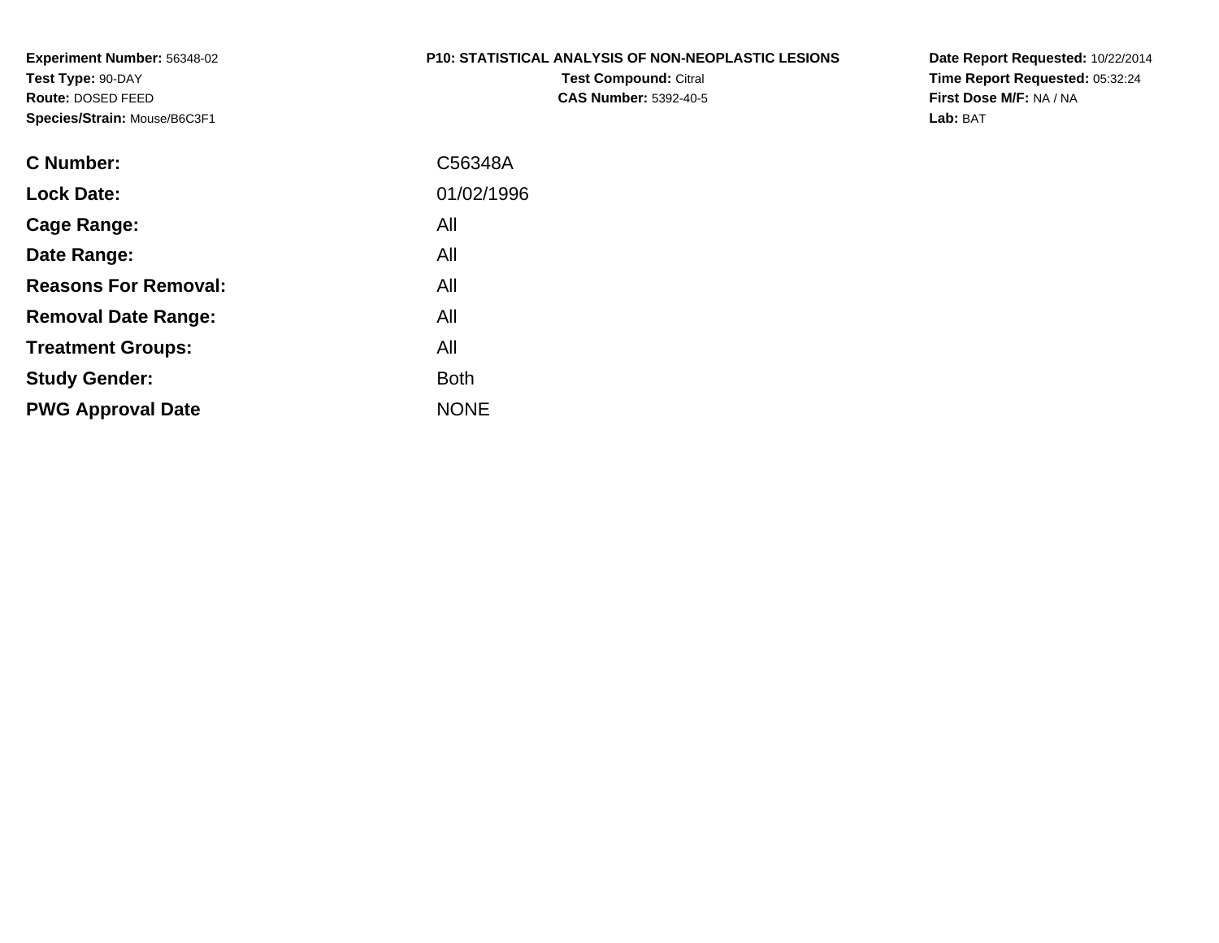**Experiment Number:** 56348-02
**Test Type:** 90-DAY
**Route:** DOSED FEED
**Species/Strain:** Mouse/B6C3F1

**P10: STATISTICAL ANALYSIS OF NON-NEOPLASTIC LESIONS**
**Test Compound:** Citral
**CAS Number:** 5392-40-5

**Date Report Requested:** 10/22/2014
**Time Report Requested:** 05:32:24
**First Dose M/F:** NA / NA
**Lab:** BAT

| | |
|---|---|
| **C Number:** | C56348A |
| **Lock Date:** | 01/02/1996 |
| **Cage Range:** | All |
| **Date Range:** | All |
| **Reasons For Removal:** | All |
| **Removal Date Range:** | All |
| **Treatment Groups:** | All |
| **Study Gender:** | Both |
| **PWG Approval Date** | NONE |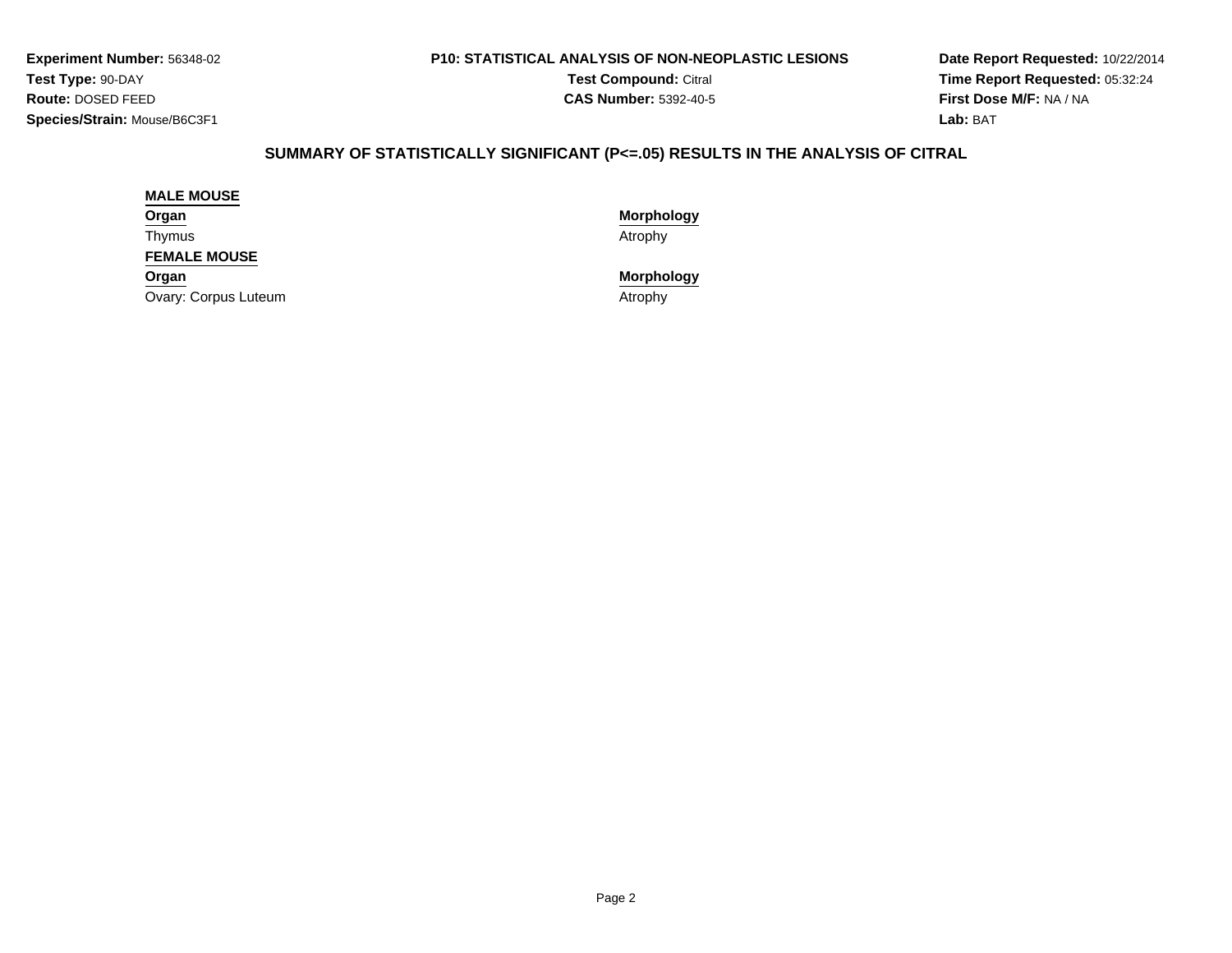**Experiment Number:** 56348-02
**Test Type:** 90-DAY
**Route:** DOSED FEED
**Species/Strain:** Mouse/B6C3F1

**P10: STATISTICAL ANALYSIS OF NON-NEOPLASTIC LESIONS**
**Test Compound:** Citral
**CAS Number:** 5392-40-5

**Date Report Requested:** 10/22/2014
**Time Report Requested:** 05:32:24
**First Dose M/F:** NA / NA
**Lab:** BAT

## SUMMARY OF STATISTICALLY SIGNIFICANT (P<=.05) RESULTS IN THE ANALYSIS OF CITRAL

**MALE MOUSE**

| Organ | Morphology |
| --- | --- |
| Thymus | Atrophy |

**FEMALE MOUSE**

| Organ | Morphology |
| --- | --- |
| Ovary: Corpus Luteum | Atrophy |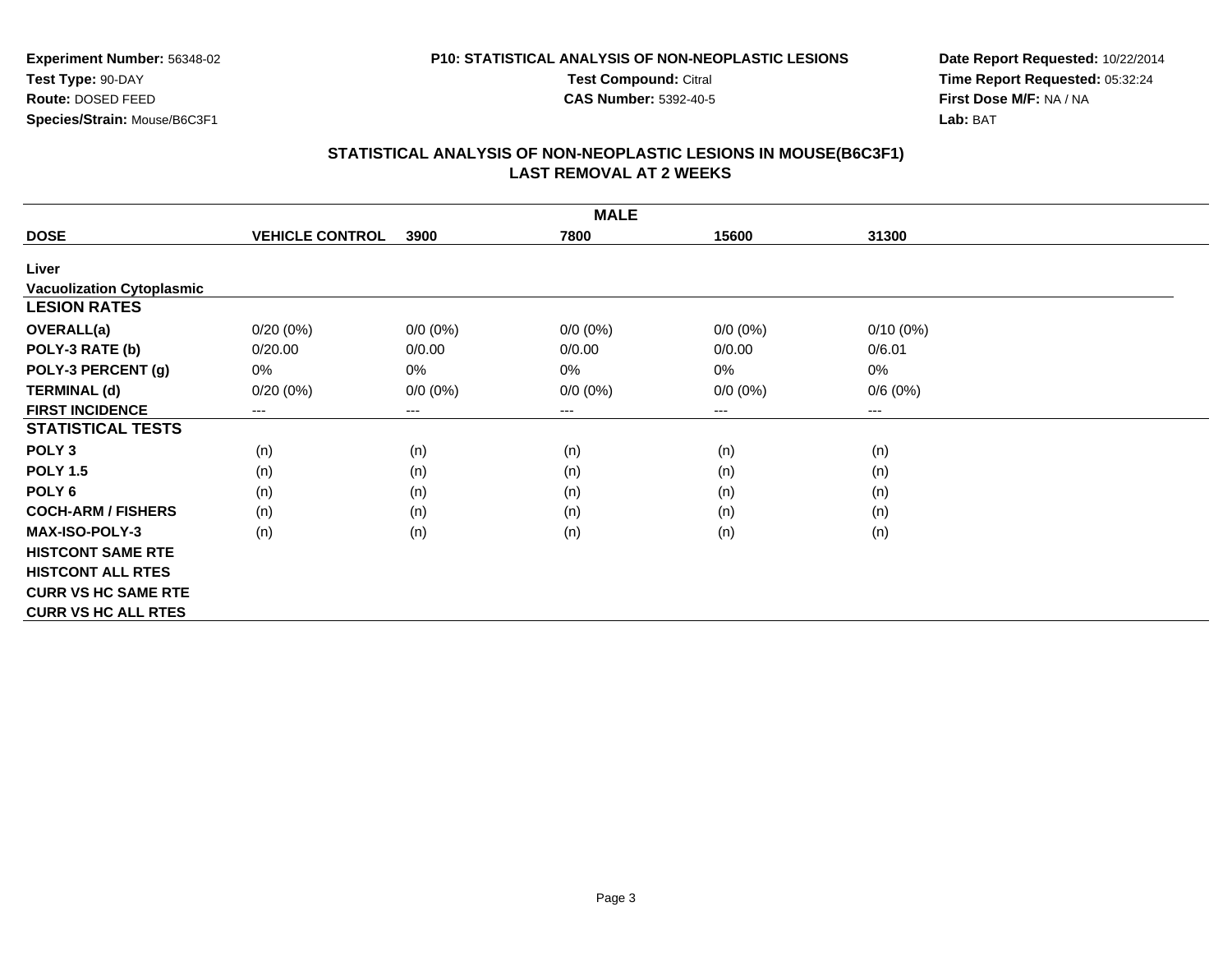**Experiment Number:** 56348-02
**Test Type:** 90-DAY
**Route:** DOSED FEED
**Species/Strain:** Mouse/B6C3F1

**P10: STATISTICAL ANALYSIS OF NON-NEOPLASTIC LESIONS**
**Test Compound:** Citral
**CAS Number:** 5392-40-5

**Date Report Requested:** 10/22/2014
**Time Report Requested:** 05:32:24
**First Dose M/F:** NA / NA
**Lab:** BAT

## STATISTICAL ANALYSIS OF NON-NEOPLASTIC LESIONS IN MOUSE(B6C3F1)
## LAST REMOVAL AT 2 WEEKS

| | MALE | | | | |
|---|---|---|---|---|---|
| **DOSE** | **VEHICLE CONTROL** | **3900** | **7800** | **15600** | **31300** |
| **Liver** | | | | | |
| **Vacuolization Cytoplasmic** | | | | | |
| **LESION RATES** | | | | | |
| **OVERALL(a)** | 0/20 (0%) | 0/0 (0%) | 0/0 (0%) | 0/0 (0%) | 0/10 (0%) |
| **POLY-3 RATE (b)** | 0/20.00 | 0/0.00 | 0/0.00 | 0/0.00 | 0/6.01 |
| **POLY-3 PERCENT (g)** | 0% | 0% | 0% | 0% | 0% |
| **TERMINAL (d)** | 0/20 (0%) | 0/0 (0%) | 0/0 (0%) | 0/0 (0%) | 0/6 (0%) |
| **FIRST INCIDENCE** | --- | --- | --- | --- | --- |
| **STATISTICAL TESTS** | | | | | |
| **POLY 3** | (n) | (n) | (n) | (n) | (n) |
| **POLY 1.5** | (n) | (n) | (n) | (n) | (n) |
| **POLY 6** | (n) | (n) | (n) | (n) | (n) |
| **COCH-ARM / FISHERS** | (n) | (n) | (n) | (n) | (n) |
| **MAX-ISO-POLY-3** | (n) | (n) | (n) | (n) | (n) |
| **HISTCONT SAME RTE** | | | | | |
| **HISTCONT ALL RTES** | | | | | |
| **CURR VS HC SAME RTE** | | | | | |
| **CURR VS HC ALL RTES** | | | | | |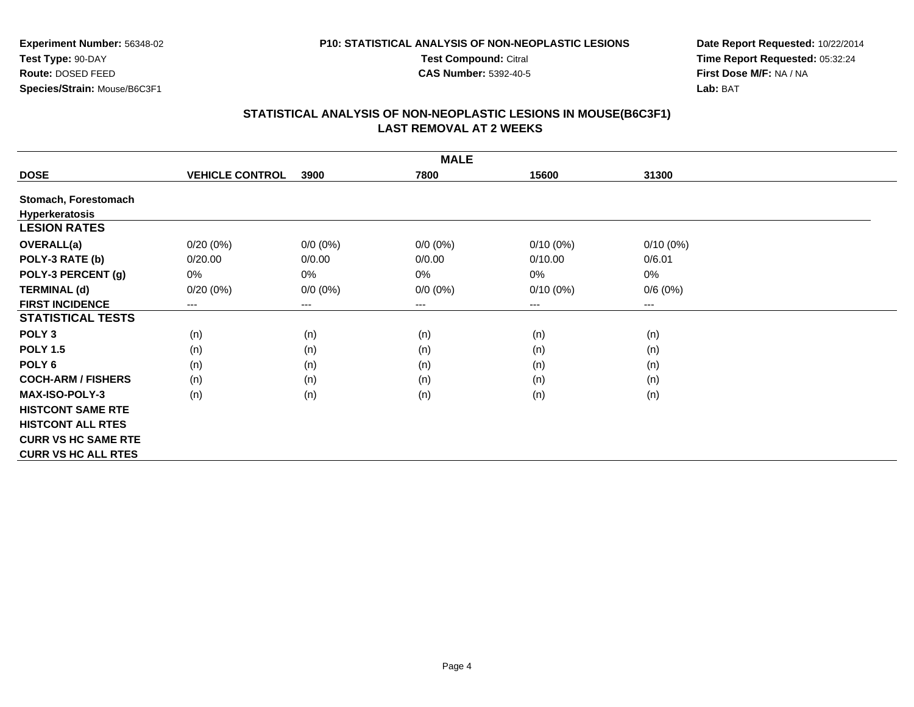**Experiment Number:** 56348-02
**Test Type:** 90-DAY
**Route:** DOSED FEED
**Species/Strain:** Mouse/B6C3F1

**P10: STATISTICAL ANALYSIS OF NON-NEOPLASTIC LESIONS**
**Test Compound:** Citral
**CAS Number:** 5392-40-5

**Date Report Requested:** 10/22/2014
**Time Report Requested:** 05:32:24
**First Dose M/F:** NA / NA
**Lab:** BAT

## STATISTICAL ANALYSIS OF NON-NEOPLASTIC LESIONS IN MOUSE(B6C3F1)
## LAST REMOVAL AT 2 WEEKS

| MALE | | | | | |
|---|---|---|---|---|---|
| **DOSE** | **VEHICLE CONTROL** | **3900** | **7800** | **15600** | **31300** |
| **Stomach, Forestomach** | | | | | |
| **Hyperkeratosis** | | | | | |
| **LESION RATES** | | | | | |
| **OVERALL(a)** | 0/20 (0%) | 0/0 (0%) | 0/0 (0%) | 0/10 (0%) | 0/10 (0%) |
| **POLY-3 RATE (b)** | 0/20.00 | 0/0.00 | 0/0.00 | 0/10.00 | 0/6.01 |
| **POLY-3 PERCENT (g)** | 0% | 0% | 0% | 0% | 0% |
| **TERMINAL (d)** | 0/20 (0%) | 0/0 (0%) | 0/0 (0%) | 0/10 (0%) | 0/6 (0%) |
| **FIRST INCIDENCE** | --- | --- | --- | --- | --- |
| **STATISTICAL TESTS** | | | | | |
| **POLY 3** | (n) | (n) | (n) | (n) | (n) |
| **POLY 1.5** | (n) | (n) | (n) | (n) | (n) |
| **POLY 6** | (n) | (n) | (n) | (n) | (n) |
| **COCH-ARM / FISHERS** | (n) | (n) | (n) | (n) | (n) |
| **MAX-ISO-POLY-3** | (n) | (n) | (n) | (n) | (n) |
| **HISTCONT SAME RTE** | | | | | |
| **HISTCONT ALL RTES** | | | | | |
| **CURR VS HC SAME RTE** | | | | | |
| **CURR VS HC ALL RTES** | | | | | |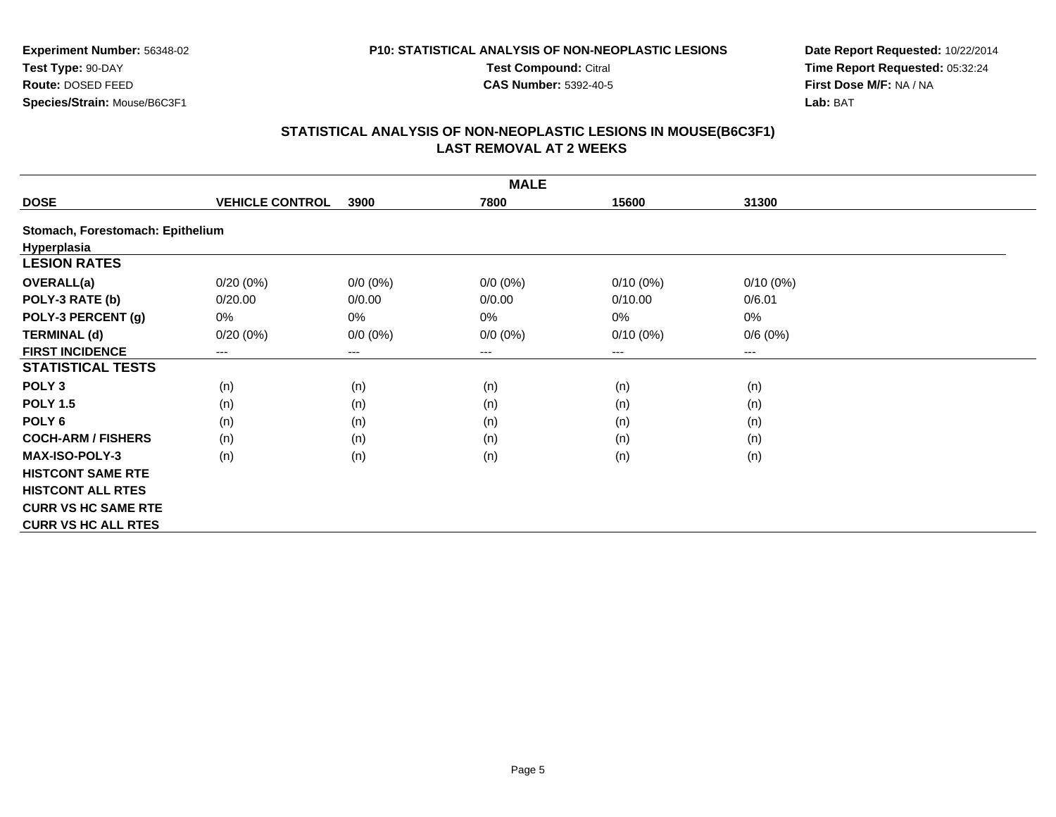**Experiment Number:** 56348-02
**Test Type:** 90-DAY
**Route:** DOSED FEED
**Species/Strain:** Mouse/B6C3F1

**P10: STATISTICAL ANALYSIS OF NON-NEOPLASTIC LESIONS**
**Test Compound:** Citral
**CAS Number:** 5392-40-5

**Date Report Requested:** 10/22/2014
**Time Report Requested:** 05:32:24
**First Dose M/F:** NA / NA
**Lab:** BAT

## STATISTICAL ANALYSIS OF NON-NEOPLASTIC LESIONS IN MOUSE(B6C3F1)
## LAST REMOVAL AT 2 WEEKS

| MALE | | | | | |
|---|---|---|---|---|---|
| **DOSE** | **VEHICLE CONTROL** | **3900** | **7800** | **15600** | **31300** |
| **Stomach, Forestomach: Epithelium** | | | | | |
| **Hyperplasia** | | | | | |
| **LESION RATES** | | | | | |
| **OVERALL(a)** | 0/20 (0%) | 0/0 (0%) | 0/0 (0%) | 0/10 (0%) | 0/10 (0%) |
| **POLY-3 RATE (b)** | 0/20.00 | 0/0.00 | 0/0.00 | 0/10.00 | 0/6.01 |
| **POLY-3 PERCENT (g)** | 0% | 0% | 0% | 0% | 0% |
| **TERMINAL (d)** | 0/20 (0%) | 0/0 (0%) | 0/0 (0%) | 0/10 (0%) | 0/6 (0%) |
| **FIRST INCIDENCE** | --- | --- | --- | --- | --- |
| **STATISTICAL TESTS** | | | | | |
| **POLY 3** | (n) | (n) | (n) | (n) | (n) |
| **POLY 1.5** | (n) | (n) | (n) | (n) | (n) |
| **POLY 6** | (n) | (n) | (n) | (n) | (n) |
| **COCH-ARM / FISHERS** | (n) | (n) | (n) | (n) | (n) |
| **MAX-ISO-POLY-3** | (n) | (n) | (n) | (n) | (n) |
| **HISTCONT SAME RTE** | | | | | |
| **HISTCONT ALL RTES** | | | | | |
| **CURR VS HC SAME RTE** | | | | | |
| **CURR VS HC ALL RTES** | | | | | |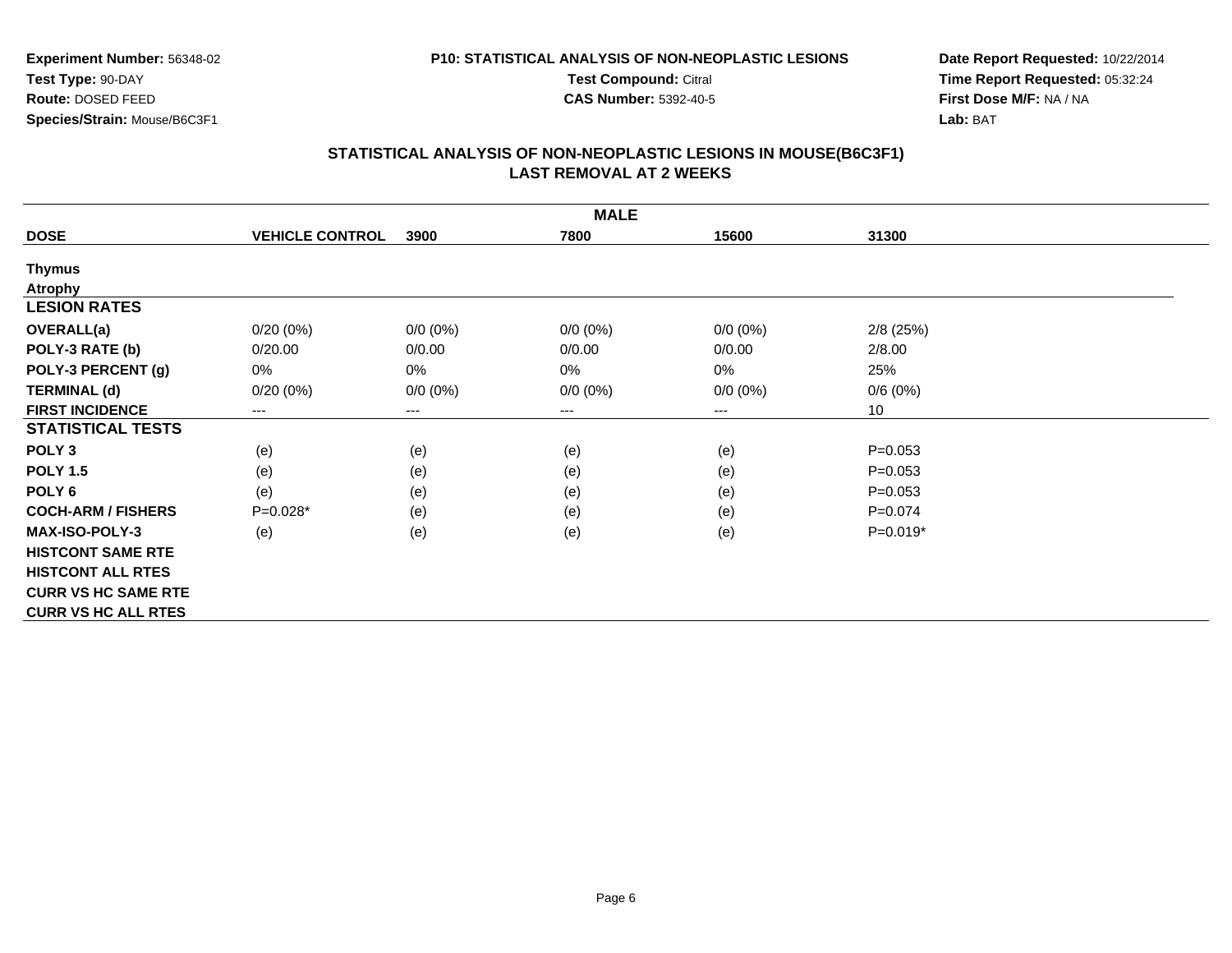**Experiment Number:** 56348-02
**Test Type:** 90-DAY
**Route:** DOSED FEED
**Species/Strain:** Mouse/B6C3F1

**P10: STATISTICAL ANALYSIS OF NON-NEOPLASTIC LESIONS**
**Test Compound:** Citral
**CAS Number:** 5392-40-5

**Date Report Requested:** 10/22/2014
**Time Report Requested:** 05:32:24
**First Dose M/F:** NA / NA
**Lab:** BAT

## STATISTICAL ANALYSIS OF NON-NEOPLASTIC LESIONS IN MOUSE(B6C3F1) LAST REMOVAL AT 2 WEEKS

| MALE | | | | | |
|---|---|---|---|---|---|
| **DOSE** | **VEHICLE CONTROL** | **3900** | **7800** | **15600** | **31300** |
| **Thymus** | | | | | |
| **Atrophy** | | | | | |
| **LESION RATES** | | | | | |
| **OVERALL(a)** | 0/20 (0%) | 0/0 (0%) | 0/0 (0%) | 0/0 (0%) | 2/8 (25%) |
| **POLY-3 RATE (b)** | 0/20.00 | 0/0.00 | 0/0.00 | 0/0.00 | 2/8.00 |
| **POLY-3 PERCENT (g)** | 0% | 0% | 0% | 0% | 25% |
| **TERMINAL (d)** | 0/20 (0%) | 0/0 (0%) | 0/0 (0%) | 0/0 (0%) | 0/6 (0%) |
| **FIRST INCIDENCE** | --- | --- | --- | --- | 10 |
| **STATISTICAL TESTS** | | | | | |
| **POLY 3** | (e) | (e) | (e) | (e) | P=0.053 |
| **POLY 1.5** | (e) | (e) | (e) | (e) | P=0.053 |
| **POLY 6** | (e) | (e) | (e) | (e) | P=0.053 |
| **COCH-ARM / FISHERS** | P=0.028* | (e) | (e) | (e) | P=0.074 |
| **MAX-ISO-POLY-3** | (e) | (e) | (e) | (e) | P=0.019* |
| **HISTCONT SAME RTE** | | | | | |
| **HISTCONT ALL RTES** | | | | | |
| **CURR VS HC SAME RTE** | | | | | |
| **CURR VS HC ALL RTES** | | | | | |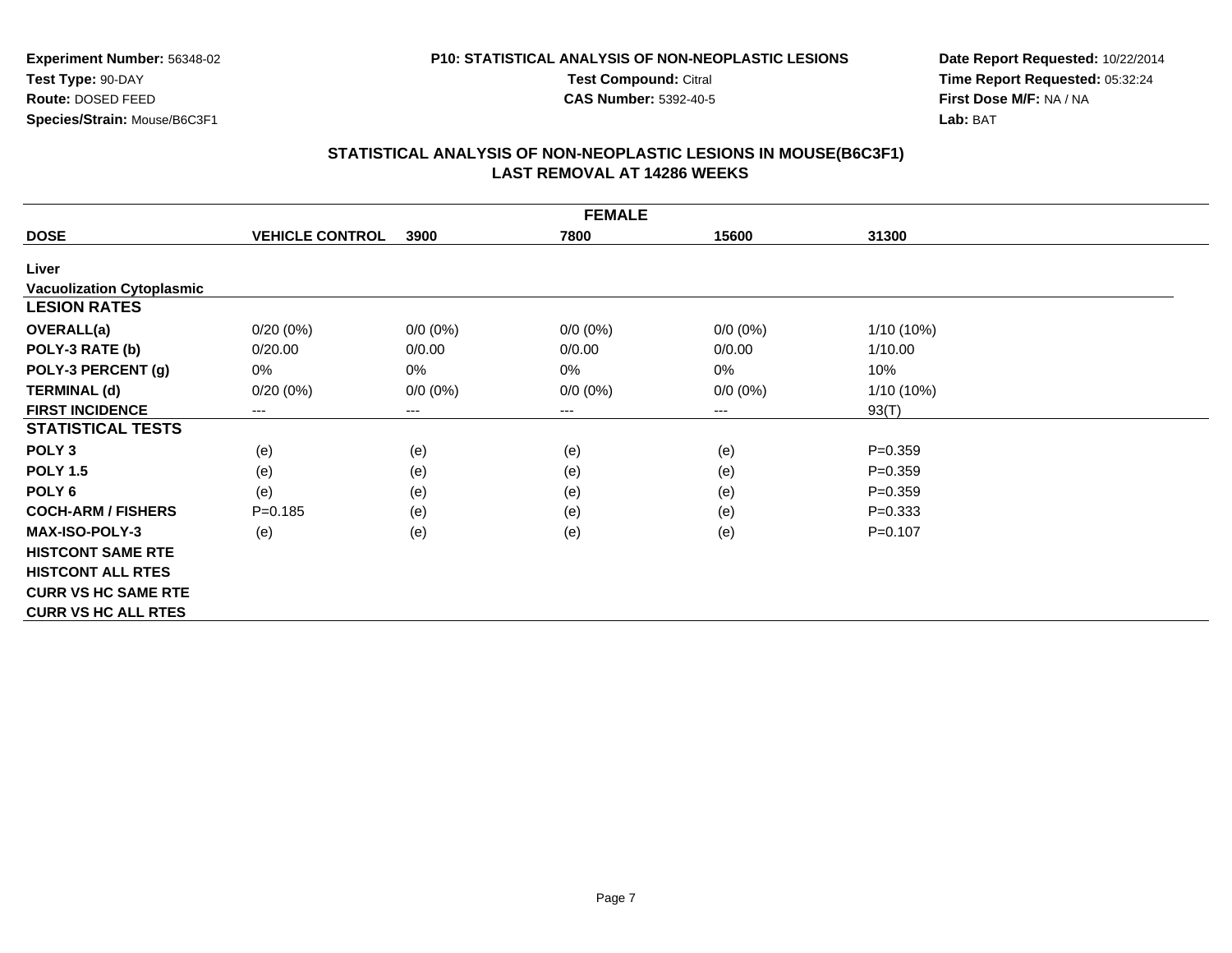**Experiment Number:** 56348-02
**Test Type:** 90-DAY
**Route:** DOSED FEED
**Species/Strain:** Mouse/B6C3F1

**P10: STATISTICAL ANALYSIS OF NON-NEOPLASTIC LESIONS**
**Test Compound:** Citral
**CAS Number:** 5392-40-5

**Date Report Requested:** 10/22/2014
**Time Report Requested:** 05:32:24
**First Dose M/F:** NA / NA
**Lab:** BAT

## STATISTICAL ANALYSIS OF NON-NEOPLASTIC LESIONS IN MOUSE(B6C3F1)
## LAST REMOVAL AT 14286 WEEKS

| FEMALE | | | | | |
|---|---|---|---|---|---|
| **DOSE** | **VEHICLE CONTROL** | **3900** | **7800** | **15600** | **31300** |
| **Liver** | | | | | |
| **Vacuolization Cytoplasmic** | | | | | |
| **LESION RATES** | | | | | |
| **OVERALL(a)** | 0/20 (0%) | 0/0 (0%) | 0/0 (0%) | 0/0 (0%) | 1/10 (10%) |
| **POLY-3 RATE (b)** | 0/20.00 | 0/0.00 | 0/0.00 | 0/0.00 | 1/10.00 |
| **POLY-3 PERCENT (g)** | 0% | 0% | 0% | 0% | 10% |
| **TERMINAL (d)** | 0/20 (0%) | 0/0 (0%) | 0/0 (0%) | 0/0 (0%) | 1/10 (10%) |
| **FIRST INCIDENCE** | --- | --- | --- | --- | 93(T) |
| **STATISTICAL TESTS** | | | | | |
| **POLY 3** | (e) | (e) | (e) | (e) | P=0.359 |
| **POLY 1.5** | (e) | (e) | (e) | (e) | P=0.359 |
| **POLY 6** | (e) | (e) | (e) | (e) | P=0.359 |
| **COCH-ARM / FISHERS** | P=0.185 | (e) | (e) | (e) | P=0.333 |
| **MAX-ISO-POLY-3** | (e) | (e) | (e) | (e) | P=0.107 |
| **HISTCONT SAME RTE** | | | | | |
| **HISTCONT ALL RTES** | | | | | |
| **CURR VS HC SAME RTE** | | | | | |
| **CURR VS HC ALL RTES** | | | | | |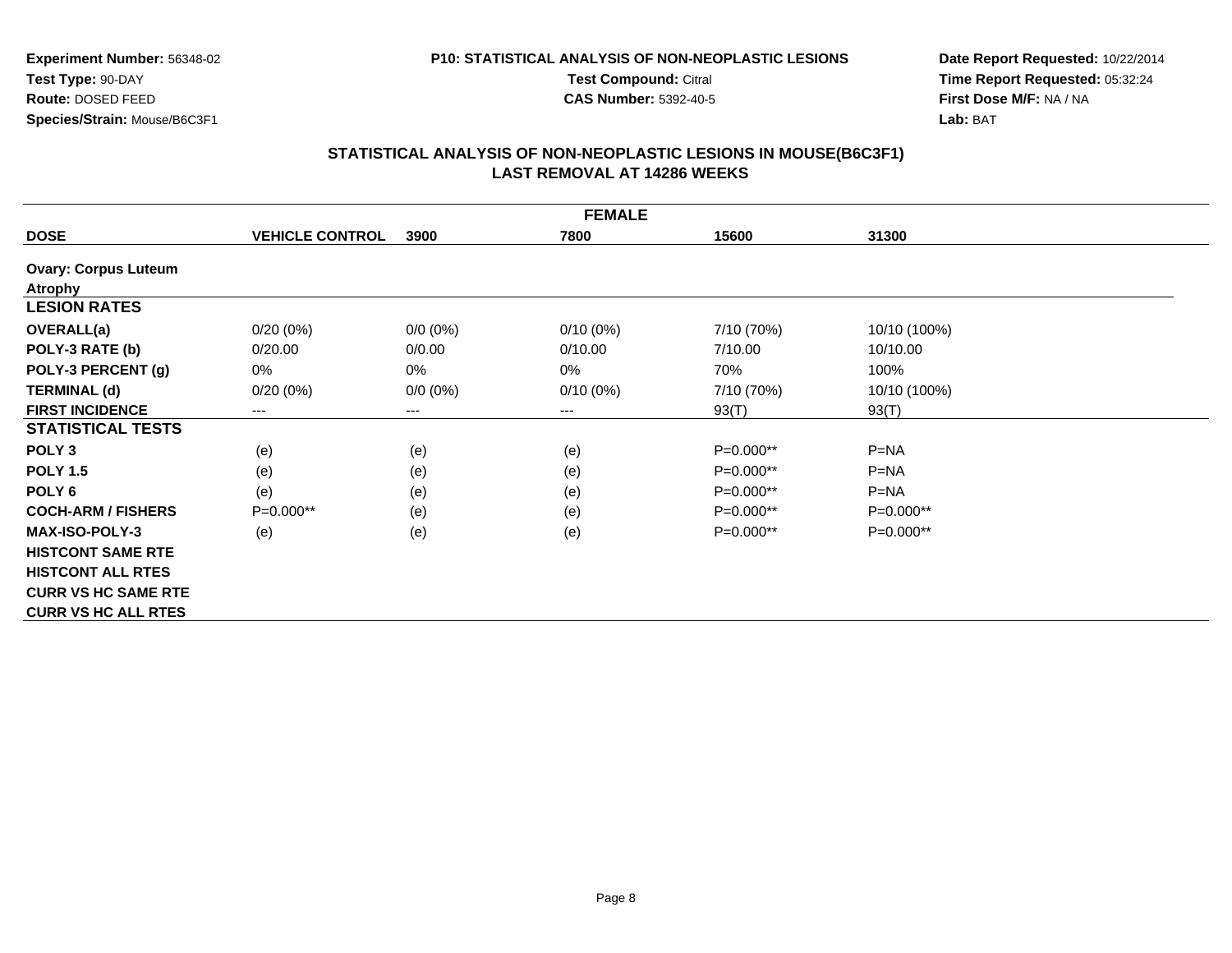**Experiment Number:** 56348-02
**Test Type:** 90-DAY
**Route:** DOSED FEED
**Species/Strain:** Mouse/B6C3F1

**P10: STATISTICAL ANALYSIS OF NON-NEOPLASTIC LESIONS**
**Test Compound:** Citral
**CAS Number:** 5392-40-5

**Date Report Requested:** 10/22/2014
**Time Report Requested:** 05:32:24
**First Dose M/F:** NA / NA
**Lab:** BAT

## STATISTICAL ANALYSIS OF NON-NEOPLASTIC LESIONS IN MOUSE(B6C3F1) LAST REMOVAL AT 14286 WEEKS

| FEMALE | | | | | |
|---|---|---|---|---|---|
| **DOSE** | **VEHICLE CONTROL** | **3900** | **7800** | **15600** | **31300** |
| **Ovary: Corpus Luteum** | | | | | |
| **Atrophy** | | | | | |
| **LESION RATES** | | | | | |
| **OVERALL(a)** | 0/20 (0%) | 0/0 (0%) | 0/10 (0%) | 7/10 (70%) | 10/10 (100%) |
| **POLY-3 RATE (b)** | 0/20.00 | 0/0.00 | 0/10.00 | 7/10.00 | 10/10.00 |
| **POLY-3 PERCENT (g)** | 0% | 0% | 0% | 70% | 100% |
| **TERMINAL (d)** | 0/20 (0%) | 0/0 (0%) | 0/10 (0%) | 7/10 (70%) | 10/10 (100%) |
| **FIRST INCIDENCE** | --- | --- | --- | 93(T) | 93(T) |
| **STATISTICAL TESTS** | | | | | |
| **POLY 3** | (e) | (e) | (e) | P=0.000** | P=NA |
| **POLY 1.5** | (e) | (e) | (e) | P=0.000** | P=NA |
| **POLY 6** | (e) | (e) | (e) | P=0.000** | P=NA |
| **COCH-ARM / FISHERS** | P=0.000** | (e) | (e) | P=0.000** | P=0.000** |
| **MAX-ISO-POLY-3** | (e) | (e) | (e) | P=0.000** | P=0.000** |
| **HISTCONT SAME RTE** | | | | | |
| **HISTCONT ALL RTES** | | | | | |
| **CURR VS HC SAME RTE** | | | | | |
| **CURR VS HC ALL RTES** | | | | | |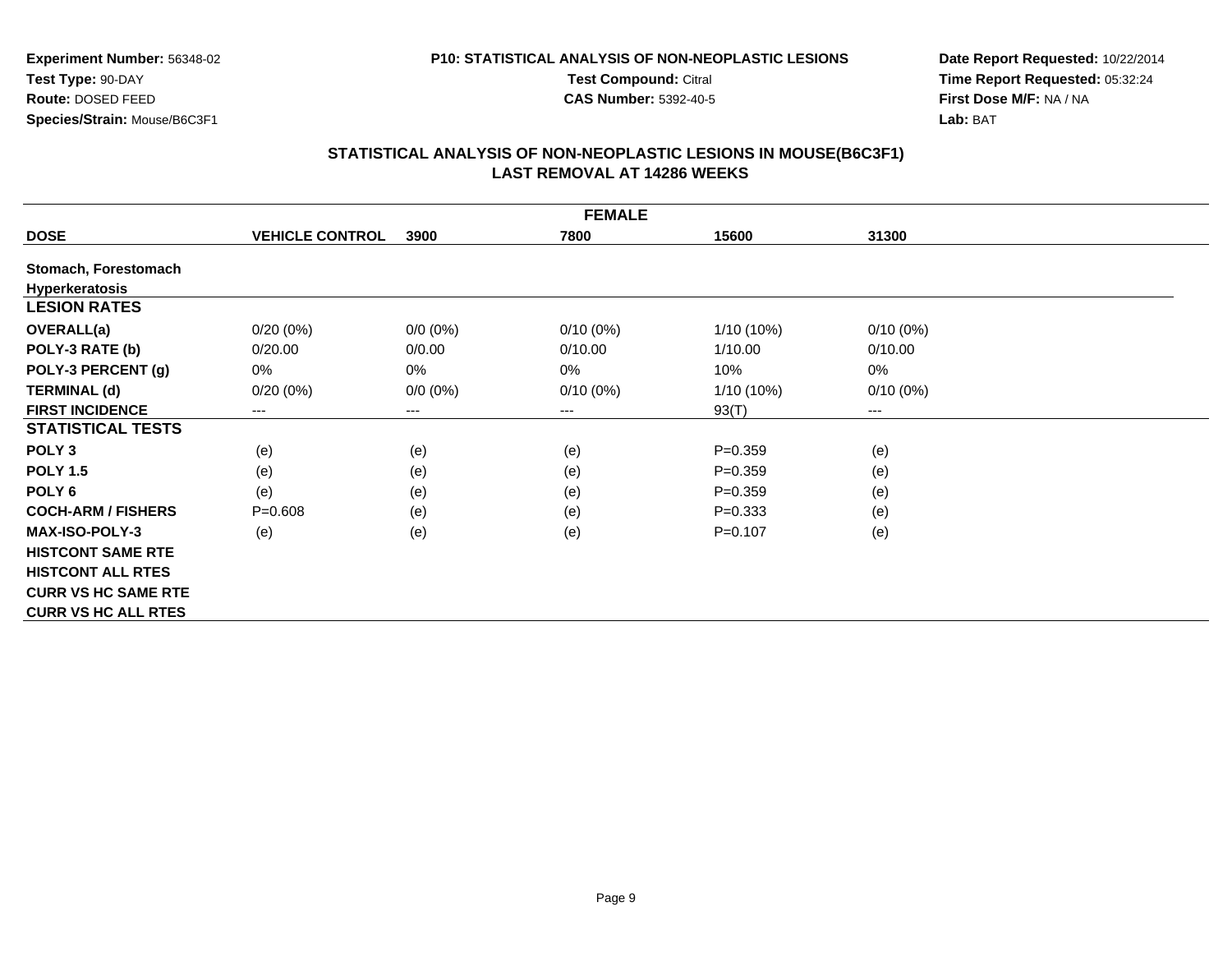**Experiment Number:** 56348-02
**Test Type:** 90-DAY
**Route:** DOSED FEED
**Species/Strain:** Mouse/B6C3F1

**P10: STATISTICAL ANALYSIS OF NON-NEOPLASTIC LESIONS**
**Test Compound:** Citral
**CAS Number:** 5392-40-5

**Date Report Requested:** 10/22/2014
**Time Report Requested:** 05:32:24
**First Dose M/F:** NA / NA
**Lab:** BAT

## STATISTICAL ANALYSIS OF NON-NEOPLASTIC LESIONS IN MOUSE(B6C3F1)
## LAST REMOVAL AT 14286 WEEKS

| FEMALE | | | | | |
|---|---|---|---|---|---|
| **DOSE** | **VEHICLE CONTROL** | **3900** | **7800** | **15600** | **31300** |
| **Stomach, Forestomach** | | | | | |
| **Hyperkeratosis** | | | | | |
| **LESION RATES** | | | | | |
| **OVERALL(a)** | 0/20 (0%) | 0/0 (0%) | 0/10 (0%) | 1/10 (10%) | 0/10 (0%) |
| **POLY-3 RATE (b)** | 0/20.00 | 0/0.00 | 0/10.00 | 1/10.00 | 0/10.00 |
| **POLY-3 PERCENT (g)** | 0% | 0% | 0% | 10% | 0% |
| **TERMINAL (d)** | 0/20 (0%) | 0/0 (0%) | 0/10 (0%) | 1/10 (10%) | 0/10 (0%) |
| **FIRST INCIDENCE** | --- | --- | --- | 93(T) | --- |
| **STATISTICAL TESTS** | | | | | |
| **POLY 3** | (e) | (e) | (e) | P=0.359 | (e) |
| **POLY 1.5** | (e) | (e) | (e) | P=0.359 | (e) |
| **POLY 6** | (e) | (e) | (e) | P=0.359 | (e) |
| **COCH-ARM / FISHERS** | P=0.608 | (e) | (e) | P=0.333 | (e) |
| **MAX-ISO-POLY-3** | (e) | (e) | (e) | P=0.107 | (e) |
| **HISTCONT SAME RTE** | | | | | |
| **HISTCONT ALL RTES** | | | | | |
| **CURR VS HC SAME RTE** | | | | | |
| **CURR VS HC ALL RTES** | | | | | |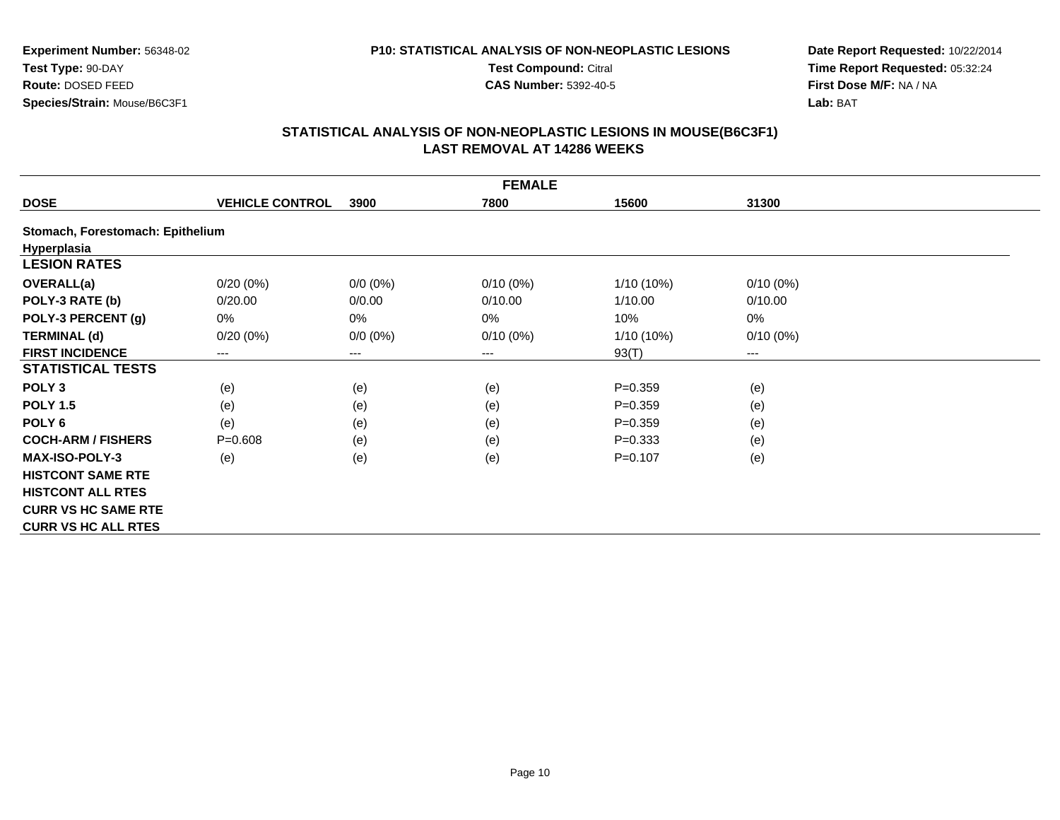**Experiment Number:** 56348-02
**Test Type:** 90-DAY
**Route:** DOSED FEED
**Species/Strain:** Mouse/B6C3F1

**P10: STATISTICAL ANALYSIS OF NON-NEOPLASTIC LESIONS**
**Test Compound:** Citral
**CAS Number:** 5392-40-5

**Date Report Requested:** 10/22/2014
**Time Report Requested:** 05:32:24
**First Dose M/F:** NA / NA
**Lab:** BAT

## STATISTICAL ANALYSIS OF NON-NEOPLASTIC LESIONS IN MOUSE(B6C3F1)
## LAST REMOVAL AT 14286 WEEKS

| FEMALE | | | | | |
|---|---|---|---|---|---|
| **DOSE** | **VEHICLE CONTROL** | **3900** | **7800** | **15600** | **31300** |
| **Stomach, Forestomach: Epithelium** | | | | | |
| **Hyperplasia** | | | | | |
| **LESION RATES** | | | | | |
| **OVERALL(a)** | 0/20 (0%) | 0/0 (0%) | 0/10 (0%) | 1/10 (10%) | 0/10 (0%) |
| **POLY-3 RATE (b)** | 0/20.00 | 0/0.00 | 0/10.00 | 1/10.00 | 0/10.00 |
| **POLY-3 PERCENT (g)** | 0% | 0% | 0% | 10% | 0% |
| **TERMINAL (d)** | 0/20 (0%) | 0/0 (0%) | 0/10 (0%) | 1/10 (10%) | 0/10 (0%) |
| **FIRST INCIDENCE** | --- | --- | --- | 93(T) | --- |
| **STATISTICAL TESTS** | | | | | |
| **POLY 3** | (e) | (e) | (e) | P=0.359 | (e) |
| **POLY 1.5** | (e) | (e) | (e) | P=0.359 | (e) |
| **POLY 6** | (e) | (e) | (e) | P=0.359 | (e) |
| **COCH-ARM / FISHERS** | P=0.608 | (e) | (e) | P=0.333 | (e) |
| **MAX-ISO-POLY-3** | (e) | (e) | (e) | P=0.107 | (e) |
| **HISTCONT SAME RTE** | | | | | |
| **HISTCONT ALL RTES** | | | | | |
| **CURR VS HC SAME RTE** | | | | | |
| **CURR VS HC ALL RTES** | | | | | |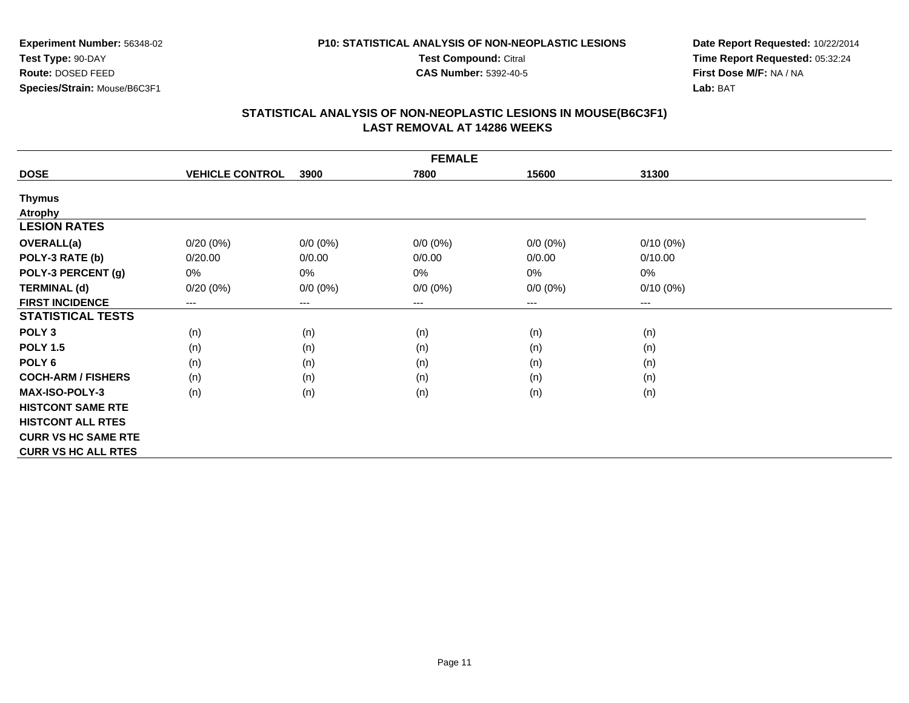**Experiment Number:** 56348-02
**Test Type:** 90-DAY
**Route:** DOSED FEED
**Species/Strain:** Mouse/B6C3F1

**P10: STATISTICAL ANALYSIS OF NON-NEOPLASTIC LESIONS**
**Test Compound:** Citral
**CAS Number:** 5392-40-5

**Date Report Requested:** 10/22/2014
**Time Report Requested:** 05:32:24
**First Dose M/F:** NA / NA
**Lab:** BAT

## STATISTICAL ANALYSIS OF NON-NEOPLASTIC LESIONS IN MOUSE(B6C3F1)
## LAST REMOVAL AT 14286 WEEKS

| FEMALE | | | | | |
|---|---|---|---|---|---|
| **DOSE** | **VEHICLE CONTROL** | **3900** | **7800** | **15600** | **31300** |
| **Thymus** | | | | | |
| **Atrophy** | | | | | |
| **LESION RATES** | | | | | |
| **OVERALL(a)** | 0/20 (0%) | 0/0 (0%) | 0/0 (0%) | 0/0 (0%) | 0/10 (0%) |
| **POLY-3 RATE (b)** | 0/20.00 | 0/0.00 | 0/0.00 | 0/0.00 | 0/10.00 |
| **POLY-3 PERCENT (g)** | 0% | 0% | 0% | 0% | 0% |
| **TERMINAL (d)** | 0/20 (0%) | 0/0 (0%) | 0/0 (0%) | 0/0 (0%) | 0/10 (0%) |
| **FIRST INCIDENCE** | --- | --- | --- | --- | --- |
| **STATISTICAL TESTS** | | | | | |
| **POLY 3** | (n) | (n) | (n) | (n) | (n) |
| **POLY 1.5** | (n) | (n) | (n) | (n) | (n) |
| **POLY 6** | (n) | (n) | (n) | (n) | (n) |
| **COCH-ARM / FISHERS** | (n) | (n) | (n) | (n) | (n) |
| **MAX-ISO-POLY-3** | (n) | (n) | (n) | (n) | (n) |
| **HISTCONT SAME RTE** | | | | | |
| **HISTCONT ALL RTES** | | | | | |
| **CURR VS HC SAME RTE** | | | | | |
| **CURR VS HC ALL RTES** | | | | | |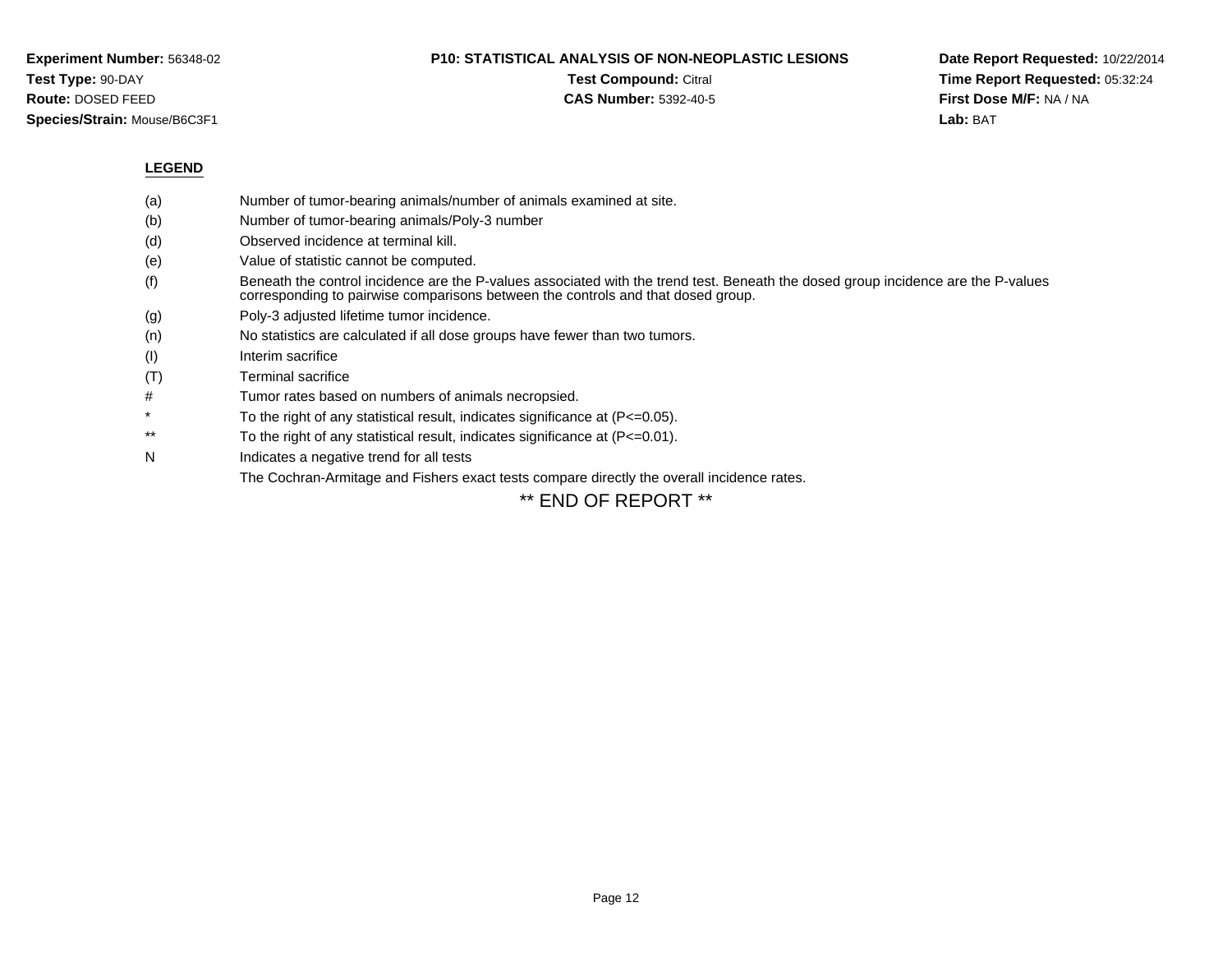**Experiment Number:** 56348-02
**Test Type:** 90-DAY
**Route:** DOSED FEED
**Species/Strain:** Mouse/B6C3F1

**P10: STATISTICAL ANALYSIS OF NON-NEOPLASTIC LESIONS**
**Test Compound:** Citral
**CAS Number:** 5392-40-5

**Date Report Requested:** 10/22/2014
**Time Report Requested:** 05:32:24
**First Dose M/F:** NA / NA
**Lab:** BAT

**LEGEND**

| | |
|---|---|
| (a) | Number of tumor-bearing animals/number of animals examined at site. |
| (b) | Number of tumor-bearing animals/Poly-3 number |
| (d) | Observed incidence at terminal kill. |
| (e) | Value of statistic cannot be computed. |
| (f) | Beneath the control incidence are the P-values associated with the trend test. Beneath the dosed group incidence are the P-values corresponding to pairwise comparisons between the controls and that dosed group. |
| (g) | Poly-3 adjusted lifetime tumor incidence. |
| (n) | No statistics are calculated if all dose groups have fewer than two tumors. |
| (I) | Interim sacrifice |
| (T) | Terminal sacrifice |
| # | Tumor rates based on numbers of animals necropsied. |
| * | To the right of any statistical result, indicates significance at (P<=0.05). |
| ** | To the right of any statistical result, indicates significance at (P<=0.01). |
| N | Indicates a negative trend for all tests |
| | The Cochran-Armitage and Fishers exact tests compare directly the overall incidence rates. |

** END OF REPORT **